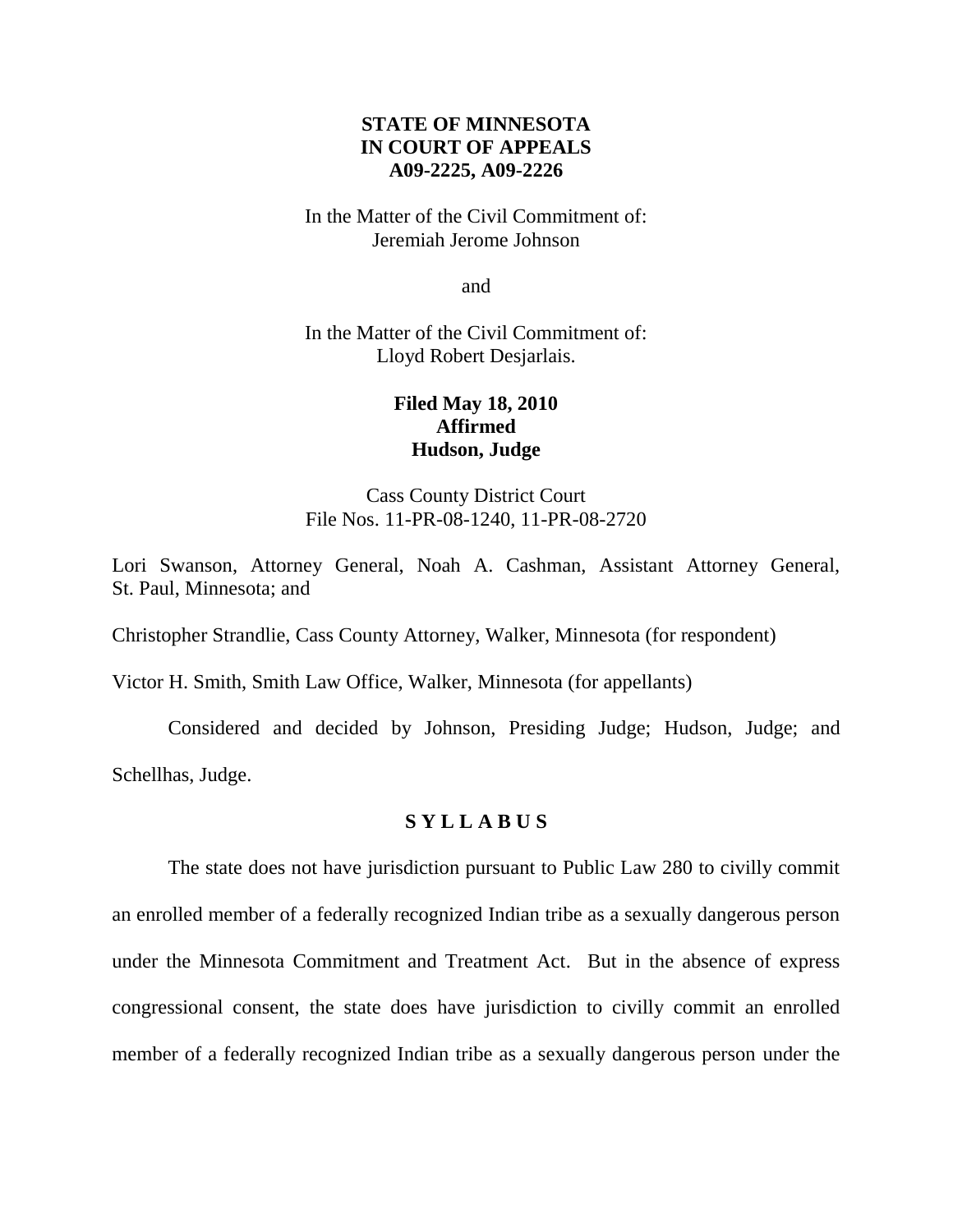**STATE OF MINNESOTA**
**IN COURT OF APPEALS**
**A09-2225, A09-2226**

In the Matter of the Civil Commitment of:
Jeremiah Jerome Johnson

and

In the Matter of the Civil Commitment of:
Lloyd Robert Desjarlais.

**Filed May 18, 2010**
**Affirmed**
**Hudson, Judge**

Cass County District Court
File Nos. 11-PR-08-1240, 11-PR-08-2720

Lori Swanson, Attorney General, Noah A. Cashman, Assistant Attorney General, St. Paul, Minnesota; and

Christopher Strandlie, Cass County Attorney, Walker, Minnesota (for respondent)

Victor H. Smith, Smith Law Office, Walker, Minnesota (for appellants)

Considered and decided by Johnson, Presiding Judge; Hudson, Judge; and Schellhas, Judge.

## S Y L L A B U S

The state does not have jurisdiction pursuant to Public Law 280 to civilly commit an enrolled member of a federally recognized Indian tribe as a sexually dangerous person under the Minnesota Commitment and Treatment Act. But in the absence of express congressional consent, the state does have jurisdiction to civilly commit an enrolled member of a federally recognized Indian tribe as a sexually dangerous person under the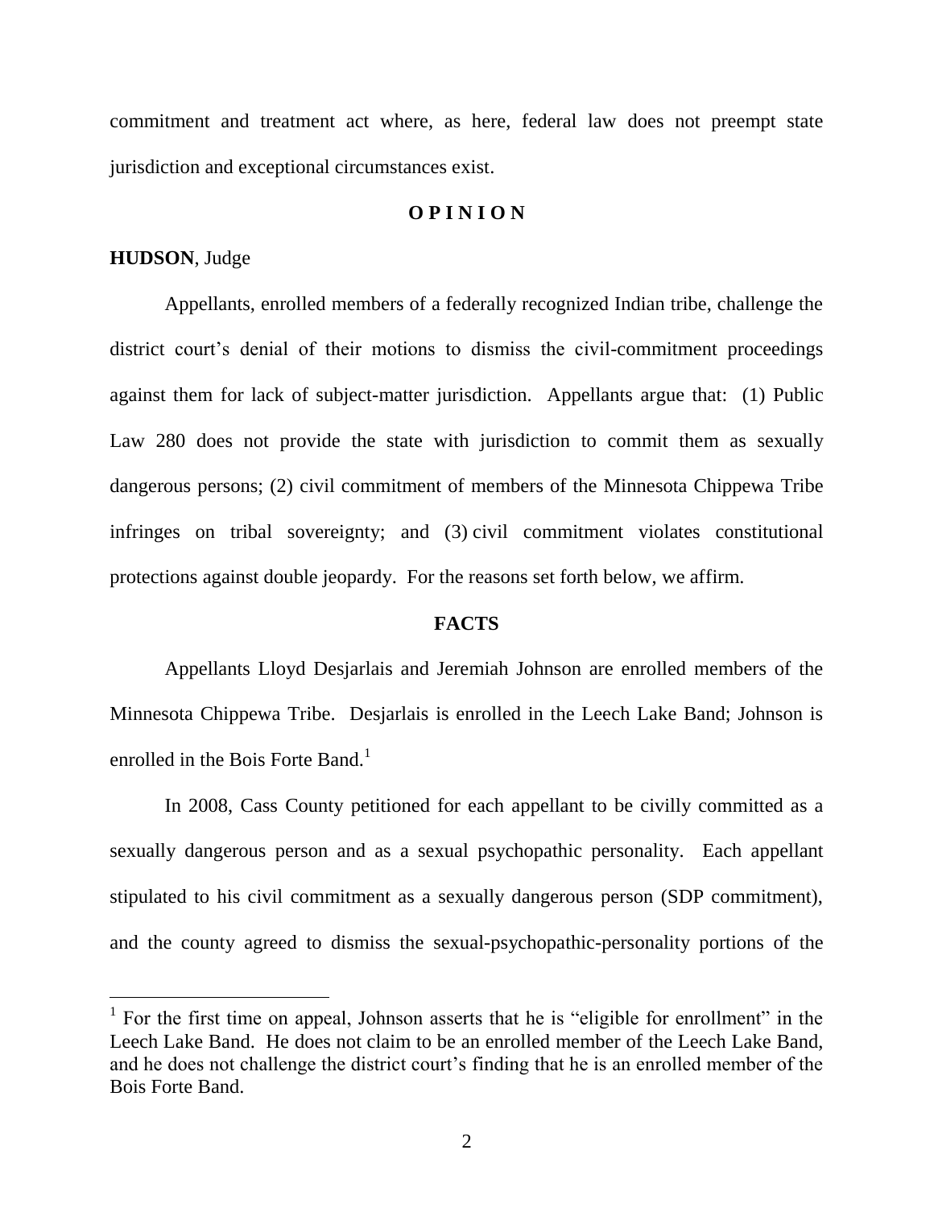commitment and treatment act where, as here, federal law does not preempt state jurisdiction and exceptional circumstances exist.

## O P I N I O N

**HUDSON**, Judge

Appellants, enrolled members of a federally recognized Indian tribe, challenge the district court's denial of their motions to dismiss the civil-commitment proceedings against them for lack of subject-matter jurisdiction. Appellants argue that: (1) Public Law 280 does not provide the state with jurisdiction to commit them as sexually dangerous persons; (2) civil commitment of members of the Minnesota Chippewa Tribe infringes on tribal sovereignty; and (3) civil commitment violates constitutional protections against double jeopardy. For the reasons set forth below, we affirm.

## FACTS

Appellants Lloyd Desjarlais and Jeremiah Johnson are enrolled members of the Minnesota Chippewa Tribe. Desjarlais is enrolled in the Leech Lake Band; Johnson is enrolled in the Bois Forte Band.[1]

In 2008, Cass County petitioned for each appellant to be civilly committed as a sexually dangerous person and as a sexual psychopathic personality. Each appellant stipulated to his civil commitment as a sexually dangerous person (SDP commitment), and the county agreed to dismiss the sexual-psychopathic-personality portions of the

[1] For the first time on appeal, Johnson asserts that he is "eligible for enrollment" in the Leech Lake Band. He does not claim to be an enrolled member of the Leech Lake Band, and he does not challenge the district court's finding that he is an enrolled member of the Bois Forte Band.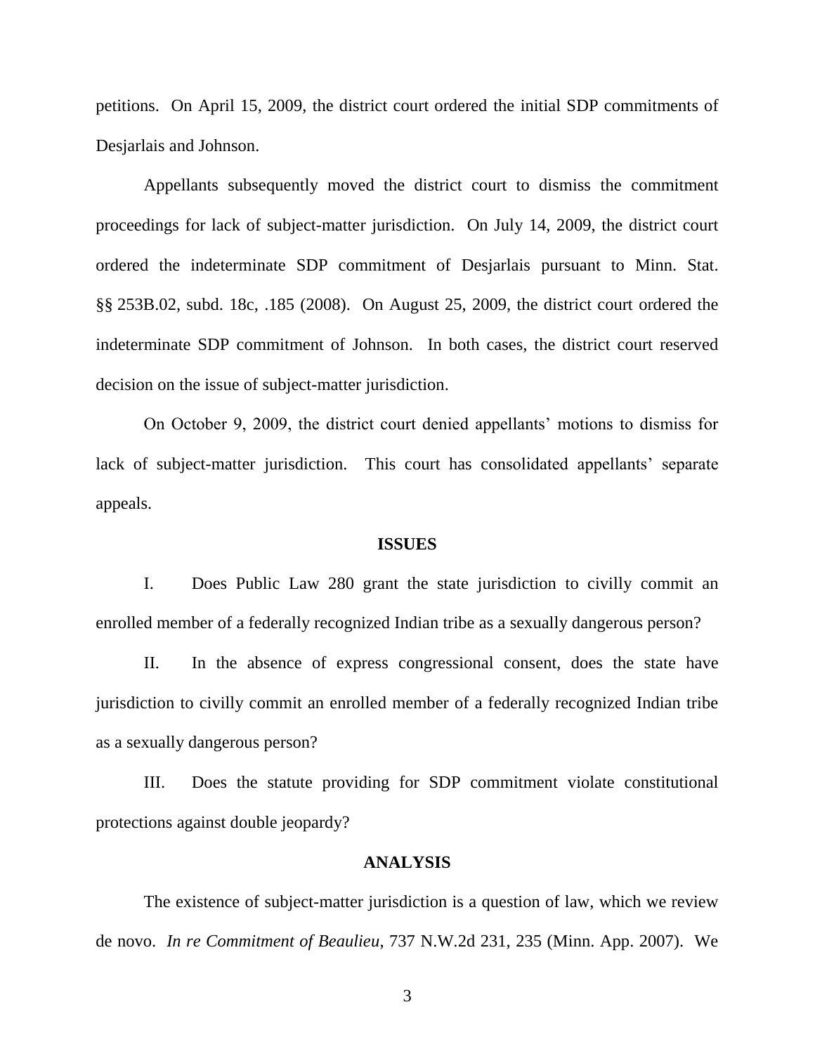petitions. On April 15, 2009, the district court ordered the initial SDP commitments of Desjarlais and Johnson.

Appellants subsequently moved the district court to dismiss the commitment proceedings for lack of subject-matter jurisdiction. On July 14, 2009, the district court ordered the indeterminate SDP commitment of Desjarlais pursuant to Minn. Stat. §§ 253B.02, subd. 18c, .185 (2008). On August 25, 2009, the district court ordered the indeterminate SDP commitment of Johnson. In both cases, the district court reserved decision on the issue of subject-matter jurisdiction.

On October 9, 2009, the district court denied appellants' motions to dismiss for lack of subject-matter jurisdiction. This court has consolidated appellants' separate appeals.

## ISSUES

I. Does Public Law 280 grant the state jurisdiction to civilly commit an enrolled member of a federally recognized Indian tribe as a sexually dangerous person?

II. In the absence of express congressional consent, does the state have jurisdiction to civilly commit an enrolled member of a federally recognized Indian tribe as a sexually dangerous person?

III. Does the statute providing for SDP commitment violate constitutional protections against double jeopardy?

## ANALYSIS

The existence of subject-matter jurisdiction is a question of law, which we review de novo. *In re Commitment of Beaulieu*, 737 N.W.2d 231, 235 (Minn. App. 2007). We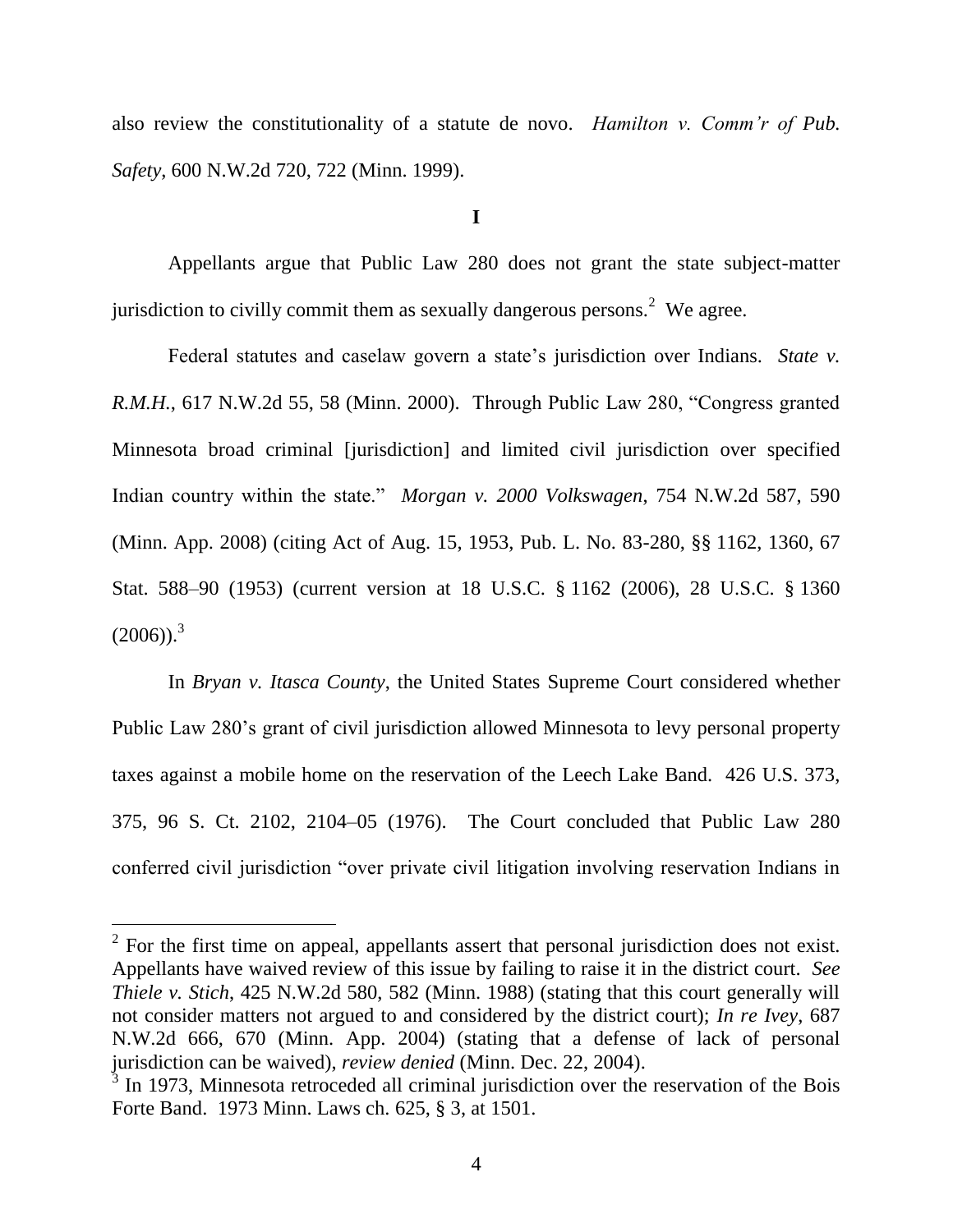also review the constitutionality of a statute de novo. *Hamilton v. Comm'r of Pub. Safety*, 600 N.W.2d 720, 722 (Minn. 1999).

**I**

Appellants argue that Public Law 280 does not grant the state subject-matter jurisdiction to civilly commit them as sexually dangerous persons.[2] We agree.

Federal statutes and caselaw govern a state's jurisdiction over Indians. *State v. R.M.H.*, 617 N.W.2d 55, 58 (Minn. 2000). Through Public Law 280, "Congress granted Minnesota broad criminal [jurisdiction] and limited civil jurisdiction over specified Indian country within the state." *Morgan v. 2000 Volkswagen*, 754 N.W.2d 587, 590 (Minn. App. 2008) (citing Act of Aug. 15, 1953, Pub. L. No. 83-280, §§ 1162, 1360, 67 Stat. 588–90 (1953) (current version at 18 U.S.C. § 1162 (2006), 28 U.S.C. § 1360 (2006)).[3]

In *Bryan v. Itasca County*, the United States Supreme Court considered whether Public Law 280's grant of civil jurisdiction allowed Minnesota to levy personal property taxes against a mobile home on the reservation of the Leech Lake Band. 426 U.S. 373, 375, 96 S. Ct. 2102, 2104–05 (1976). The Court concluded that Public Law 280 conferred civil jurisdiction "over private civil litigation involving reservation Indians in

---

[2] For the first time on appeal, appellants assert that personal jurisdiction does not exist. Appellants have waived review of this issue by failing to raise it in the district court. *See Thiele v. Stich*, 425 N.W.2d 580, 582 (Minn. 1988) (stating that this court generally will not consider matters not argued to and considered by the district court); *In re Ivey*, 687 N.W.2d 666, 670 (Minn. App. 2004) (stating that a defense of lack of personal jurisdiction can be waived), *review denied* (Minn. Dec. 22, 2004).

[3] In 1973, Minnesota retroceded all criminal jurisdiction over the reservation of the Bois Forte Band. 1973 Minn. Laws ch. 625, § 3, at 1501.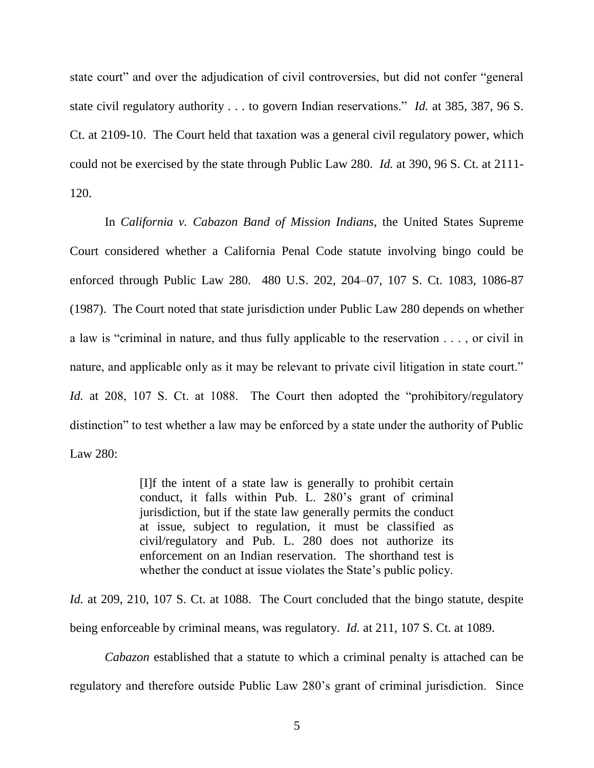state court" and over the adjudication of civil controversies, but did not confer "general state civil regulatory authority . . . to govern Indian reservations." *Id.* at 385, 387, 96 S. Ct. at 2109-10. The Court held that taxation was a general civil regulatory power, which could not be exercised by the state through Public Law 280. *Id.* at 390, 96 S. Ct. at 2111-120.

In *California v. Cabazon Band of Mission Indians*, the United States Supreme Court considered whether a California Penal Code statute involving bingo could be enforced through Public Law 280. 480 U.S. 202, 204–07, 107 S. Ct. 1083, 1086-87 (1987). The Court noted that state jurisdiction under Public Law 280 depends on whether a law is "criminal in nature, and thus fully applicable to the reservation . . . , or civil in nature, and applicable only as it may be relevant to private civil litigation in state court." *Id.* at 208, 107 S. Ct. at 1088. The Court then adopted the "prohibitory/regulatory distinction" to test whether a law may be enforced by a state under the authority of Public Law 280:

> [I]f the intent of a state law is generally to prohibit certain conduct, it falls within Pub. L. 280's grant of criminal jurisdiction, but if the state law generally permits the conduct at issue, subject to regulation, it must be classified as civil/regulatory and Pub. L. 280 does not authorize its enforcement on an Indian reservation. The shorthand test is whether the conduct at issue violates the State's public policy.

*Id.* at 209, 210, 107 S. Ct. at 1088. The Court concluded that the bingo statute, despite being enforceable by criminal means, was regulatory. *Id.* at 211, 107 S. Ct. at 1089.

*Cabazon* established that a statute to which a criminal penalty is attached can be regulatory and therefore outside Public Law 280's grant of criminal jurisdiction. Since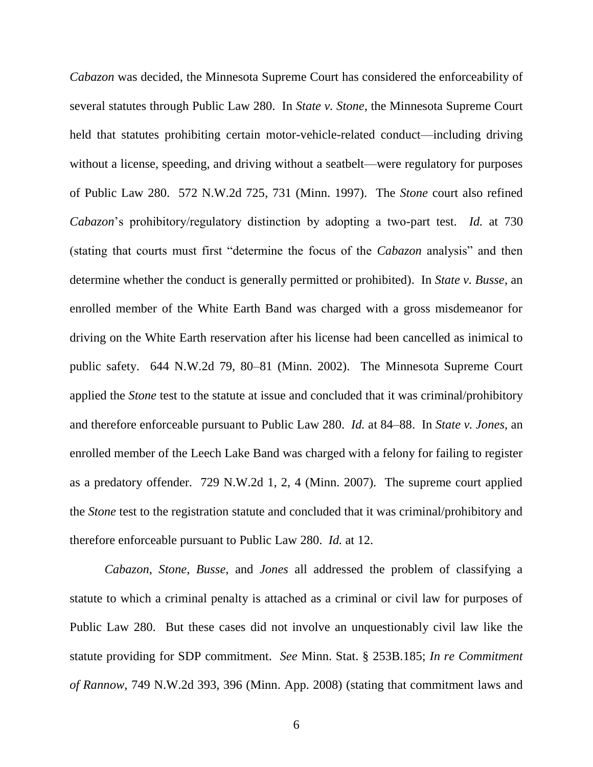*Cabazon* was decided, the Minnesota Supreme Court has considered the enforceability of several statutes through Public Law 280. In *State v. Stone*, the Minnesota Supreme Court held that statutes prohibiting certain motor-vehicle-related conduct—including driving without a license, speeding, and driving without a seatbelt—were regulatory for purposes of Public Law 280. 572 N.W.2d 725, 731 (Minn. 1997). The *Stone* court also refined *Cabazon*'s prohibitory/regulatory distinction by adopting a two-part test. *Id.* at 730 (stating that courts must first "determine the focus of the *Cabazon* analysis" and then determine whether the conduct is generally permitted or prohibited). In *State v. Busse*, an enrolled member of the White Earth Band was charged with a gross misdemeanor for driving on the White Earth reservation after his license had been cancelled as inimical to public safety. 644 N.W.2d 79, 80–81 (Minn. 2002). The Minnesota Supreme Court applied the *Stone* test to the statute at issue and concluded that it was criminal/prohibitory and therefore enforceable pursuant to Public Law 280. *Id.* at 84–88. In *State v. Jones*, an enrolled member of the Leech Lake Band was charged with a felony for failing to register as a predatory offender. 729 N.W.2d 1, 2, 4 (Minn. 2007). The supreme court applied the *Stone* test to the registration statute and concluded that it was criminal/prohibitory and therefore enforceable pursuant to Public Law 280. *Id.* at 12.

*Cabazon*, *Stone*, *Busse*, and *Jones* all addressed the problem of classifying a statute to which a criminal penalty is attached as a criminal or civil law for purposes of Public Law 280. But these cases did not involve an unquestionably civil law like the statute providing for SDP commitment. *See* Minn. Stat. § 253B.185; *In re Commitment of Rannow*, 749 N.W.2d 393, 396 (Minn. App. 2008) (stating that commitment laws and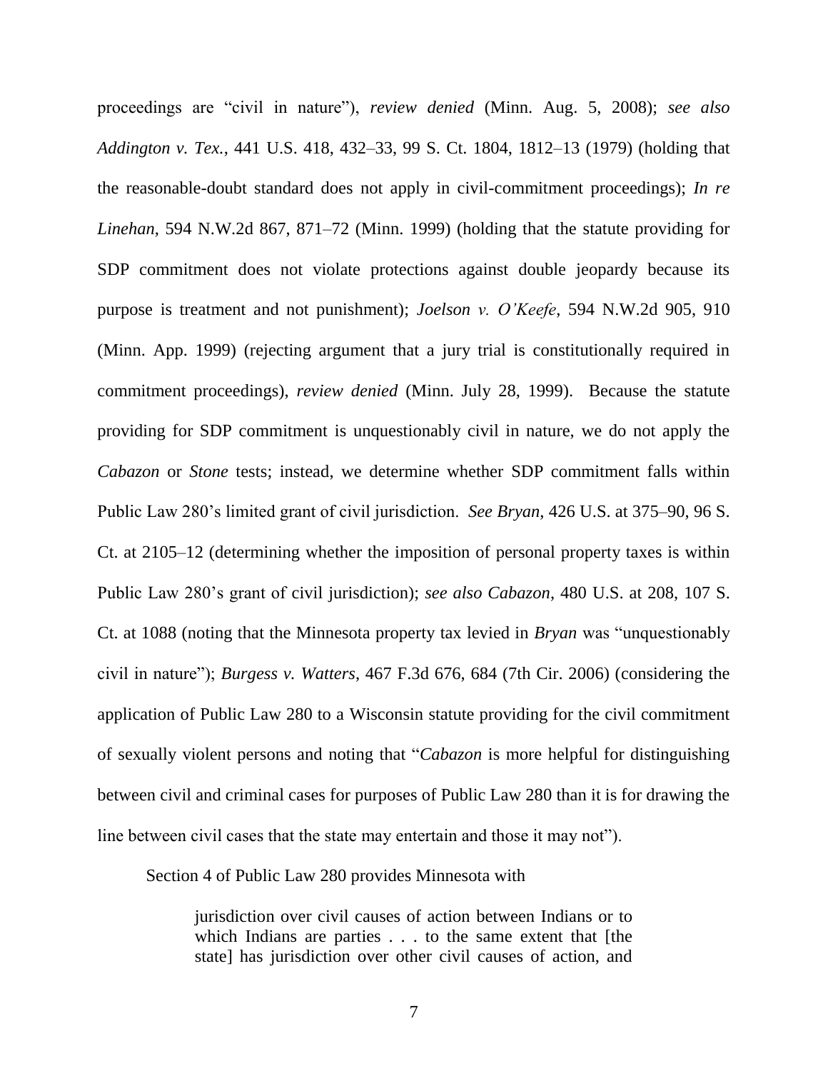proceedings are "civil in nature"), *review denied* (Minn. Aug. 5, 2008); *see also Addington v. Tex.*, 441 U.S. 418, 432–33, 99 S. Ct. 1804, 1812–13 (1979) (holding that the reasonable-doubt standard does not apply in civil-commitment proceedings); *In re Linehan*, 594 N.W.2d 867, 871–72 (Minn. 1999) (holding that the statute providing for SDP commitment does not violate protections against double jeopardy because its purpose is treatment and not punishment); *Joelson v. O'Keefe*, 594 N.W.2d 905, 910 (Minn. App. 1999) (rejecting argument that a jury trial is constitutionally required in commitment proceedings), *review denied* (Minn. July 28, 1999). Because the statute providing for SDP commitment is unquestionably civil in nature, we do not apply the *Cabazon* or *Stone* tests; instead, we determine whether SDP commitment falls within Public Law 280's limited grant of civil jurisdiction. *See Bryan*, 426 U.S. at 375–90, 96 S. Ct. at 2105–12 (determining whether the imposition of personal property taxes is within Public Law 280's grant of civil jurisdiction); *see also Cabazon*, 480 U.S. at 208, 107 S. Ct. at 1088 (noting that the Minnesota property tax levied in *Bryan* was "unquestionably civil in nature"); *Burgess v. Watters*, 467 F.3d 676, 684 (7th Cir. 2006) (considering the application of Public Law 280 to a Wisconsin statute providing for the civil commitment of sexually violent persons and noting that "*Cabazon* is more helpful for distinguishing between civil and criminal cases for purposes of Public Law 280 than it is for drawing the line between civil cases that the state may entertain and those it may not").

Section 4 of Public Law 280 provides Minnesota with

> jurisdiction over civil causes of action between Indians or to which Indians are parties . . . to the same extent that [the state] has jurisdiction over other civil causes of action, and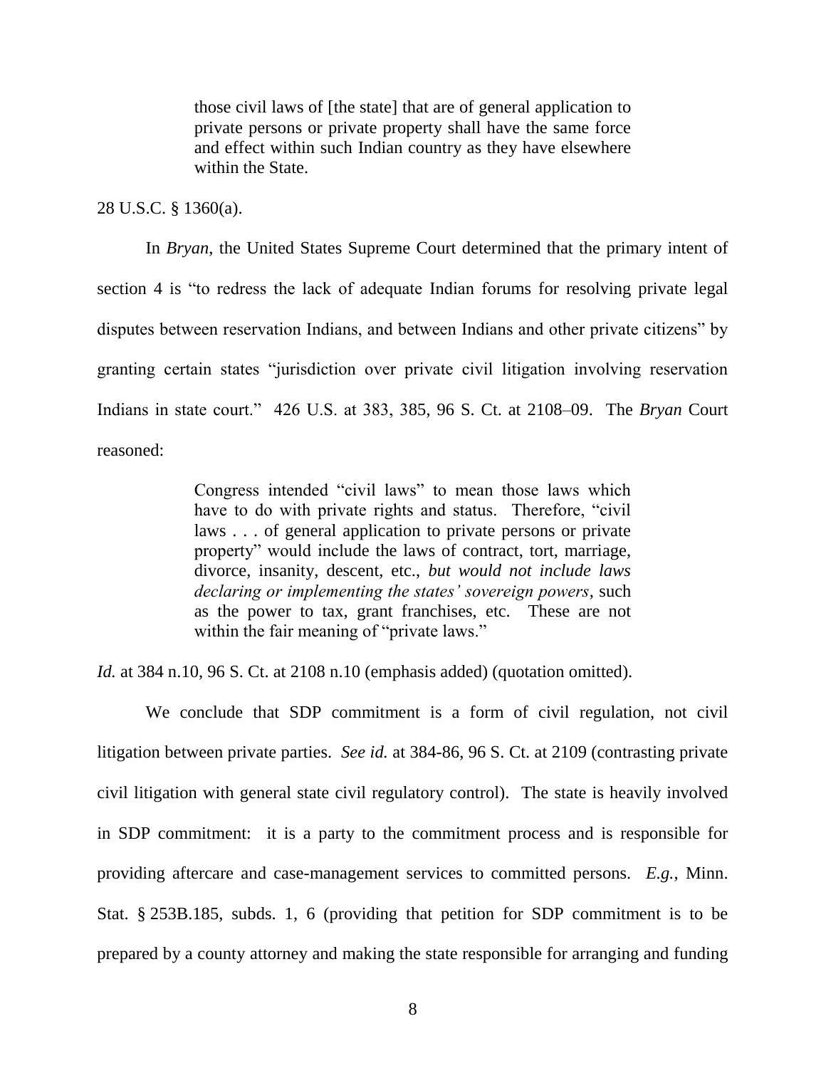> those civil laws of [the state] that are of general application to private persons or private property shall have the same force and effect within such Indian country as they have elsewhere within the State.

28 U.S.C. § 1360(a).

In *Bryan*, the United States Supreme Court determined that the primary intent of section 4 is "to redress the lack of adequate Indian forums for resolving private legal disputes between reservation Indians, and between Indians and other private citizens" by granting certain states "jurisdiction over private civil litigation involving reservation Indians in state court." 426 U.S. at 383, 385, 96 S. Ct. at 2108–09. The *Bryan* Court reasoned:

> Congress intended "civil laws" to mean those laws which have to do with private rights and status. Therefore, "civil laws . . . of general application to private persons or private property" would include the laws of contract, tort, marriage, divorce, insanity, descent, etc., *but would not include laws declaring or implementing the states' sovereign powers*, such as the power to tax, grant franchises, etc. These are not within the fair meaning of "private laws."

*Id.* at 384 n.10, 96 S. Ct. at 2108 n.10 (emphasis added) (quotation omitted).

We conclude that SDP commitment is a form of civil regulation, not civil litigation between private parties. *See id.* at 384-86, 96 S. Ct. at 2109 (contrasting private civil litigation with general state civil regulatory control). The state is heavily involved in SDP commitment: it is a party to the commitment process and is responsible for providing aftercare and case-management services to committed persons. *E.g.*, Minn. Stat. § 253B.185, subds. 1, 6 (providing that petition for SDP commitment is to be prepared by a county attorney and making the state responsible for arranging and funding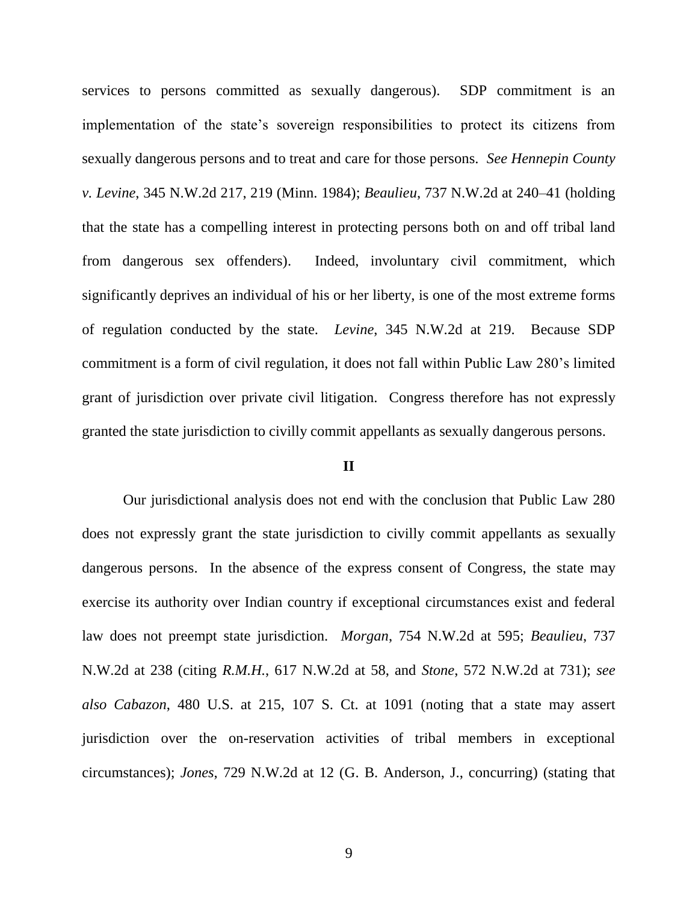services to persons committed as sexually dangerous). SDP commitment is an implementation of the state's sovereign responsibilities to protect its citizens from sexually dangerous persons and to treat and care for those persons. *See Hennepin County v. Levine*, 345 N.W.2d 217, 219 (Minn. 1984); *Beaulieu*, 737 N.W.2d at 240–41 (holding that the state has a compelling interest in protecting persons both on and off tribal land from dangerous sex offenders). Indeed, involuntary civil commitment, which significantly deprives an individual of his or her liberty, is one of the most extreme forms of regulation conducted by the state. *Levine*, 345 N.W.2d at 219. Because SDP commitment is a form of civil regulation, it does not fall within Public Law 280's limited grant of jurisdiction over private civil litigation. Congress therefore has not expressly granted the state jurisdiction to civilly commit appellants as sexually dangerous persons.

## II

Our jurisdictional analysis does not end with the conclusion that Public Law 280 does not expressly grant the state jurisdiction to civilly commit appellants as sexually dangerous persons. In the absence of the express consent of Congress, the state may exercise its authority over Indian country if exceptional circumstances exist and federal law does not preempt state jurisdiction. *Morgan*, 754 N.W.2d at 595; *Beaulieu*, 737 N.W.2d at 238 (citing *R.M.H.*, 617 N.W.2d at 58, and *Stone*, 572 N.W.2d at 731); *see also Cabazon*, 480 U.S. at 215, 107 S. Ct. at 1091 (noting that a state may assert jurisdiction over the on-reservation activities of tribal members in exceptional circumstances); *Jones*, 729 N.W.2d at 12 (G. B. Anderson, J., concurring) (stating that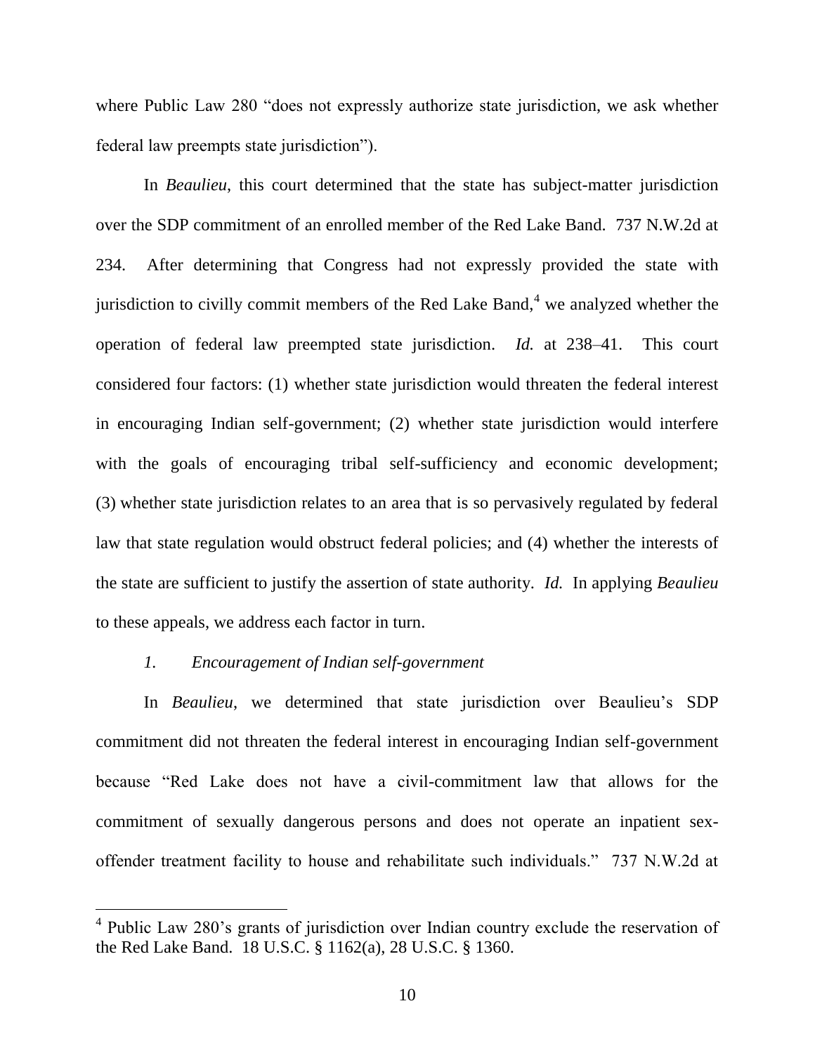where Public Law 280 "does not expressly authorize state jurisdiction, we ask whether federal law preempts state jurisdiction").

In *Beaulieu*, this court determined that the state has subject-matter jurisdiction over the SDP commitment of an enrolled member of the Red Lake Band. 737 N.W.2d at 234. After determining that Congress had not expressly provided the state with jurisdiction to civilly commit members of the Red Lake Band,[4] we analyzed whether the operation of federal law preempted state jurisdiction. *Id.* at 238–41. This court considered four factors: (1) whether state jurisdiction would threaten the federal interest in encouraging Indian self-government; (2) whether state jurisdiction would interfere with the goals of encouraging tribal self-sufficiency and economic development; (3) whether state jurisdiction relates to an area that is so pervasively regulated by federal law that state regulation would obstruct federal policies; and (4) whether the interests of the state are sufficient to justify the assertion of state authority. *Id.* In applying *Beaulieu* to these appeals, we address each factor in turn.

*1. Encouragement of Indian self-government*

In *Beaulieu*, we determined that state jurisdiction over Beaulieu's SDP commitment did not threaten the federal interest in encouraging Indian self-government because "Red Lake does not have a civil-commitment law that allows for the commitment of sexually dangerous persons and does not operate an inpatient sex-offender treatment facility to house and rehabilitate such individuals." 737 N.W.2d at

[4] Public Law 280's grants of jurisdiction over Indian country exclude the reservation of the Red Lake Band. 18 U.S.C. § 1162(a), 28 U.S.C. § 1360.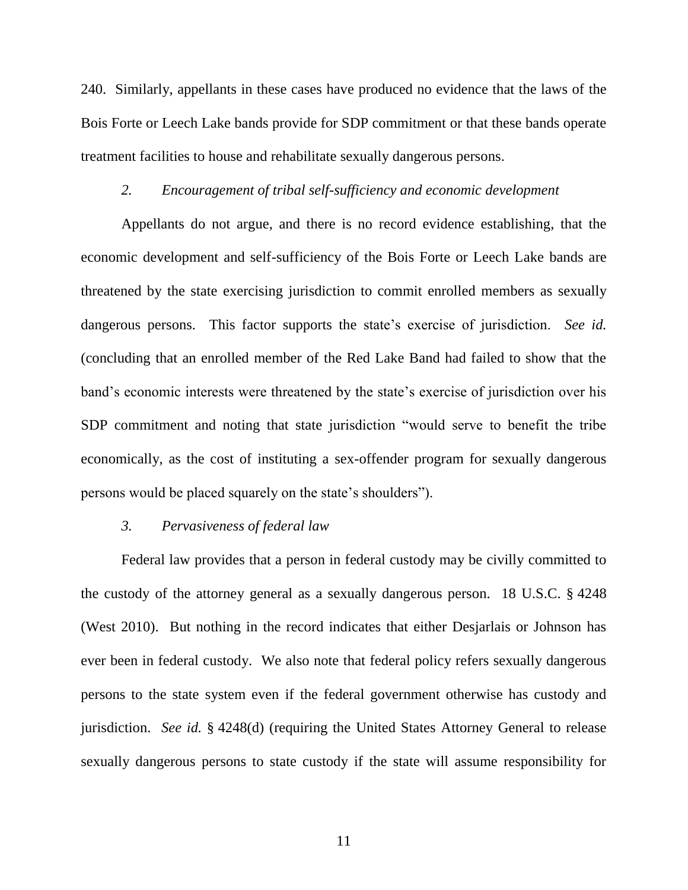240. Similarly, appellants in these cases have produced no evidence that the laws of the Bois Forte or Leech Lake bands provide for SDP commitment or that these bands operate treatment facilities to house and rehabilitate sexually dangerous persons.

*2. Encouragement of tribal self-sufficiency and economic development*

Appellants do not argue, and there is no record evidence establishing, that the economic development and self-sufficiency of the Bois Forte or Leech Lake bands are threatened by the state exercising jurisdiction to commit enrolled members as sexually dangerous persons. This factor supports the state's exercise of jurisdiction. *See id.* (concluding that an enrolled member of the Red Lake Band had failed to show that the band's economic interests were threatened by the state's exercise of jurisdiction over his SDP commitment and noting that state jurisdiction "would serve to benefit the tribe economically, as the cost of instituting a sex-offender program for sexually dangerous persons would be placed squarely on the state's shoulders").

*3. Pervasiveness of federal law*

Federal law provides that a person in federal custody may be civilly committed to the custody of the attorney general as a sexually dangerous person. 18 U.S.C. § 4248 (West 2010). But nothing in the record indicates that either Desjarlais or Johnson has ever been in federal custody. We also note that federal policy refers sexually dangerous persons to the state system even if the federal government otherwise has custody and jurisdiction. *See id.* § 4248(d) (requiring the United States Attorney General to release sexually dangerous persons to state custody if the state will assume responsibility for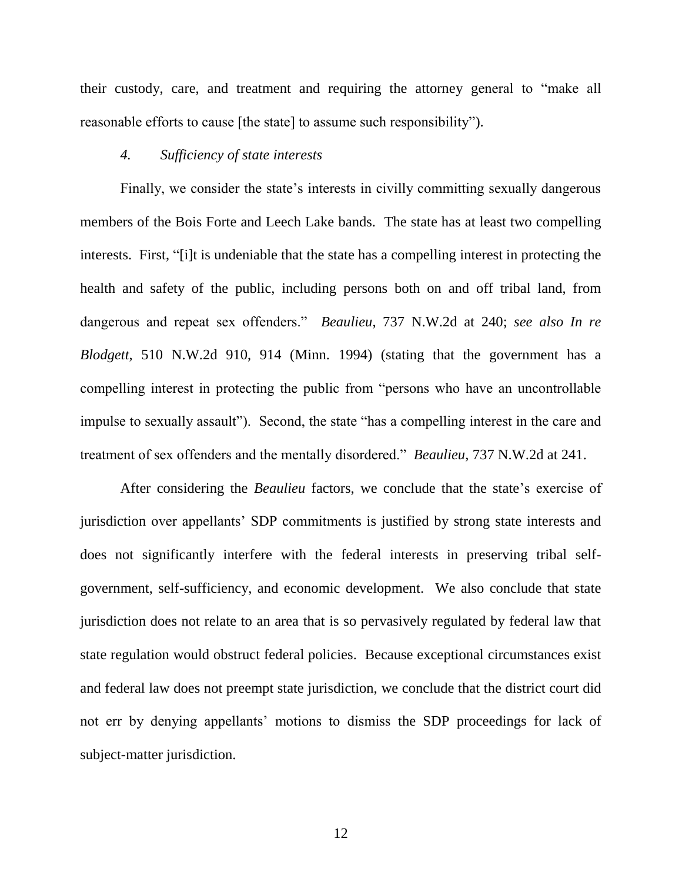their custody, care, and treatment and requiring the attorney general to "make all reasonable efforts to cause [the state] to assume such responsibility").

#### *4. Sufficiency of state interests*

Finally, we consider the state's interests in civilly committing sexually dangerous members of the Bois Forte and Leech Lake bands. The state has at least two compelling interests. First, "[i]t is undeniable that the state has a compelling interest in protecting the health and safety of the public, including persons both on and off tribal land, from dangerous and repeat sex offenders." *Beaulieu*, 737 N.W.2d at 240; *see also In re Blodgett*, 510 N.W.2d 910, 914 (Minn. 1994) (stating that the government has a compelling interest in protecting the public from "persons who have an uncontrollable impulse to sexually assault"). Second, the state "has a compelling interest in the care and treatment of sex offenders and the mentally disordered." *Beaulieu*, 737 N.W.2d at 241.

After considering the *Beaulieu* factors, we conclude that the state's exercise of jurisdiction over appellants' SDP commitments is justified by strong state interests and does not significantly interfere with the federal interests in preserving tribal self-government, self-sufficiency, and economic development. We also conclude that state jurisdiction does not relate to an area that is so pervasively regulated by federal law that state regulation would obstruct federal policies. Because exceptional circumstances exist and federal law does not preempt state jurisdiction, we conclude that the district court did not err by denying appellants' motions to dismiss the SDP proceedings for lack of subject-matter jurisdiction.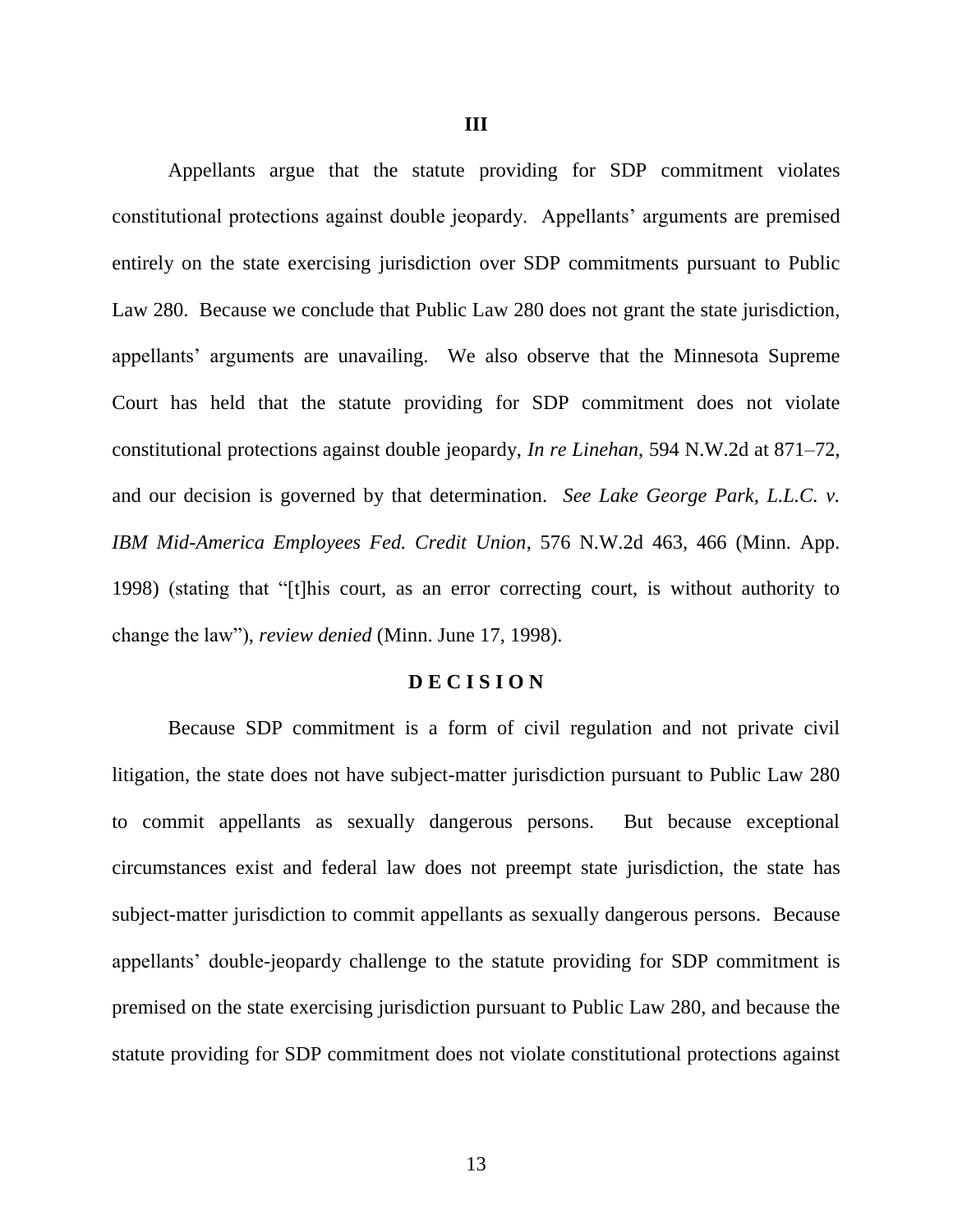## III

Appellants argue that the statute providing for SDP commitment violates constitutional protections against double jeopardy. Appellants' arguments are premised entirely on the state exercising jurisdiction over SDP commitments pursuant to Public Law 280. Because we conclude that Public Law 280 does not grant the state jurisdiction, appellants' arguments are unavailing. We also observe that the Minnesota Supreme Court has held that the statute providing for SDP commitment does not violate constitutional protections against double jeopardy, *In re Linehan*, 594 N.W.2d at 871–72, and our decision is governed by that determination. *See Lake George Park, L.L.C. v. IBM Mid-America Employees Fed. Credit Union*, 576 N.W.2d 463, 466 (Minn. App. 1998) (stating that "[t]his court, as an error correcting court, is without authority to change the law"), *review denied* (Minn. June 17, 1998).

## D E C I S I O N

Because SDP commitment is a form of civil regulation and not private civil litigation, the state does not have subject-matter jurisdiction pursuant to Public Law 280 to commit appellants as sexually dangerous persons. But because exceptional circumstances exist and federal law does not preempt state jurisdiction, the state has subject-matter jurisdiction to commit appellants as sexually dangerous persons. Because appellants' double-jeopardy challenge to the statute providing for SDP commitment is premised on the state exercising jurisdiction pursuant to Public Law 280, and because the statute providing for SDP commitment does not violate constitutional protections against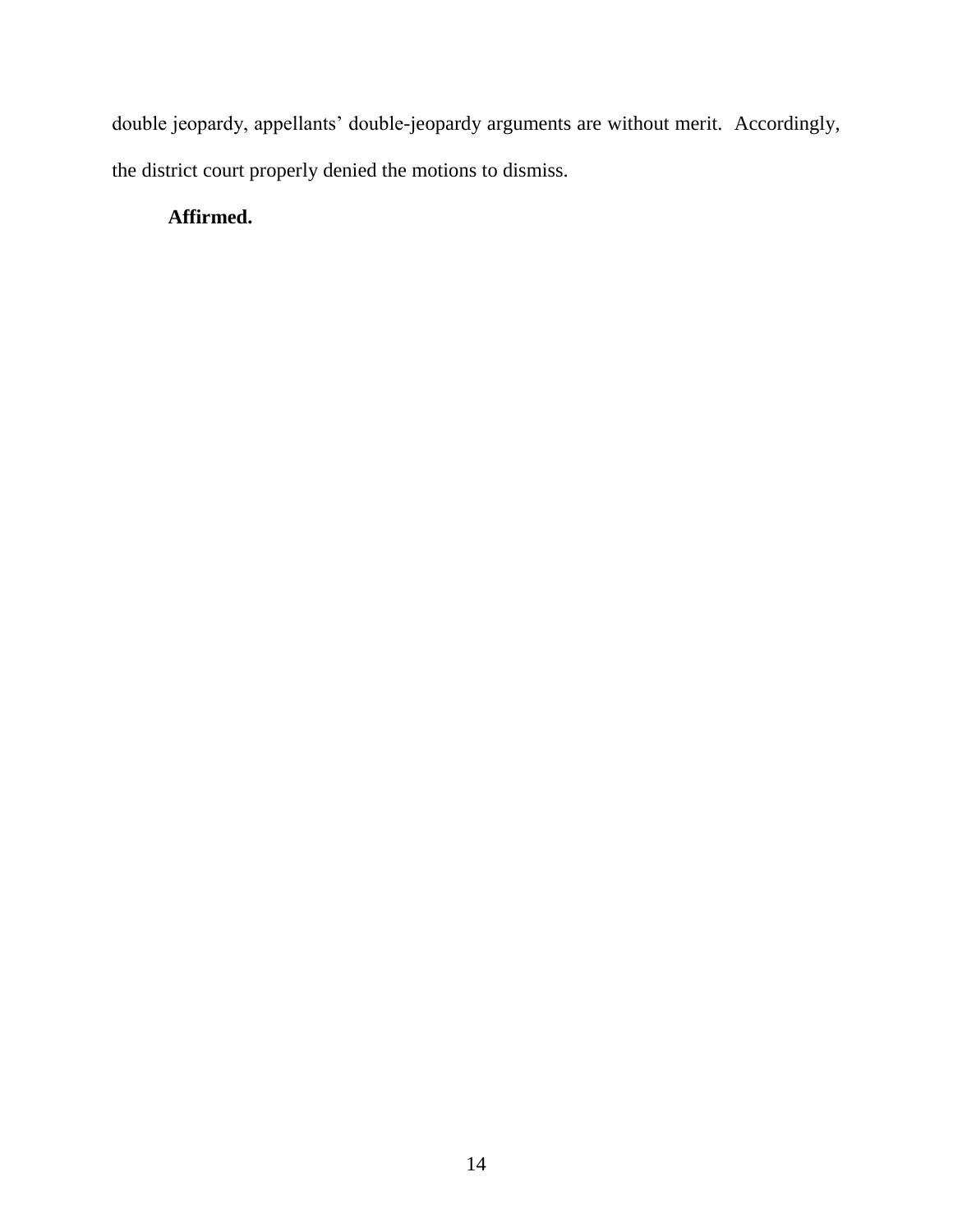double jeopardy, appellants' double-jeopardy arguments are without merit. Accordingly, the district court properly denied the motions to dismiss.

**Affirmed.**